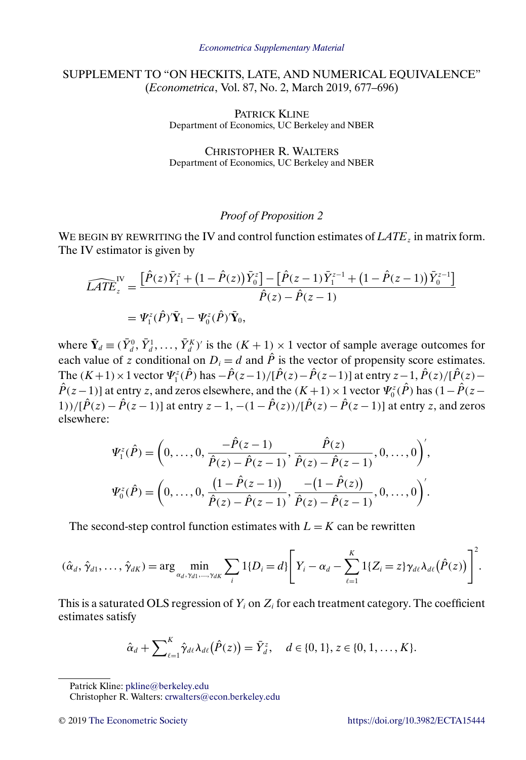SUPPLEMENT TO "ON HECKITS, LATE, AND NUMERICAL EQUIVALENCE"
(*Econometrica*, Vol. 87, No. 2, March 2019, 677–696)

PATRICK KLINE
Department of Economics, UC Berkeley and NBER

CHRISTOPHER R. WALTERS
Department of Economics, UC Berkeley and NBER

## *Proof of Proposition 2*

WE BEGIN BY REWRITING the IV and control function estimates of $LATE_z$ in matrix form. The IV estimator is given by

$$\widehat{LATE}_z^{\text{IV}} = \frac{\left[\hat{P}(z)\bar{Y}_1^z + \left(1-\hat{P}(z)\right)\bar{Y}_0^z\right] - \left[\hat{P}(z-1)\bar{Y}_1^{z-1} + \left(1-\hat{P}(z-1)\right)\bar{Y}_0^{z-1}\right]}{\hat{P}(z)-\hat{P}(z-1)}$$
$$= \Psi_1^z(\hat{P})'\bar{\mathbf{Y}}_1 - \Psi_0^z(\hat{P})'\bar{\mathbf{Y}}_0,$$

where $\bar{\mathbf{Y}}_d \equiv (\bar{Y}_d^0, \bar{Y}_d^1, \ldots, \bar{Y}_d^K)'$ is the $(K+1)\times 1$ vector of sample average outcomes for each value of $z$ conditional on $D_i = d$ and $\hat{P}$ is the vector of propensity score estimates. The $(K+1)\times 1$ vector $\Psi_1^z(\hat{P})$ has $-\hat{P}(z-1)/[\hat{P}(z)-\hat{P}(z-1)]$ at entry $z-1$, $\hat{P}(z)/[\hat{P}(z)-\hat{P}(z-1)]$ at entry $z$, and zeros elsewhere, and the $(K+1)\times 1$ vector $\Psi_0^z(\hat{P})$ has $(1-\hat{P}(z-1))/[\hat{P}(z)-\hat{P}(z-1)]$ at entry $z-1$, $-(1-\hat{P}(z))/[\hat{P}(z)-\hat{P}(z-1)]$ at entry $z$, and zeros elsewhere:

$$\Psi_1^z(\hat{P}) = \left(0,\ldots,0,\frac{-\hat{P}(z-1)}{\hat{P}(z)-\hat{P}(z-1)},\frac{\hat{P}(z)}{\hat{P}(z)-\hat{P}(z-1)},0,\ldots,0\right)',$$
$$\Psi_0^z(\hat{P}) = \left(0,\ldots,0,\frac{\left(1-\hat{P}(z-1)\right)}{\hat{P}(z)-\hat{P}(z-1)},\frac{-\left(1-\hat{P}(z)\right)}{\hat{P}(z)-\hat{P}(z-1)},0,\ldots,0\right)'.$$

The second-step control function estimates with $L=K$ can be rewritten

$$(\hat{\alpha}_d, \hat{\gamma}_{d1}, \ldots, \hat{\gamma}_{dK}) = \arg\min_{\alpha_d,\gamma_{d1},\ldots,\gamma_{dK}} \sum_i 1\{D_i = d\}\left[Y_i - \alpha_d - \sum_{\ell=1}^{K} 1\{Z_i = z\}\gamma_{d\ell}\lambda_{d\ell}\big(\hat{P}(z)\big)\right]^2.$$

This is a saturated OLS regression of $Y_i$ on $Z_i$ for each treatment category. The coefficient estimates satisfy

$$\hat{\alpha}_d + \sum_{\ell=1}^{K}\hat{\gamma}_{d\ell}\lambda_{d\ell}\big(\hat{P}(z)\big) = \bar{Y}_d^z, \quad d\in\{0,1\}, z\in\{0,1,\ldots,K\}.$$

Patrick Kline: pkline@berkeley.edu
Christopher R. Walters: crwalters@econ.berkeley.edu

© 2019 The Econometric Society https://doi.org/10.3982/ECTA15444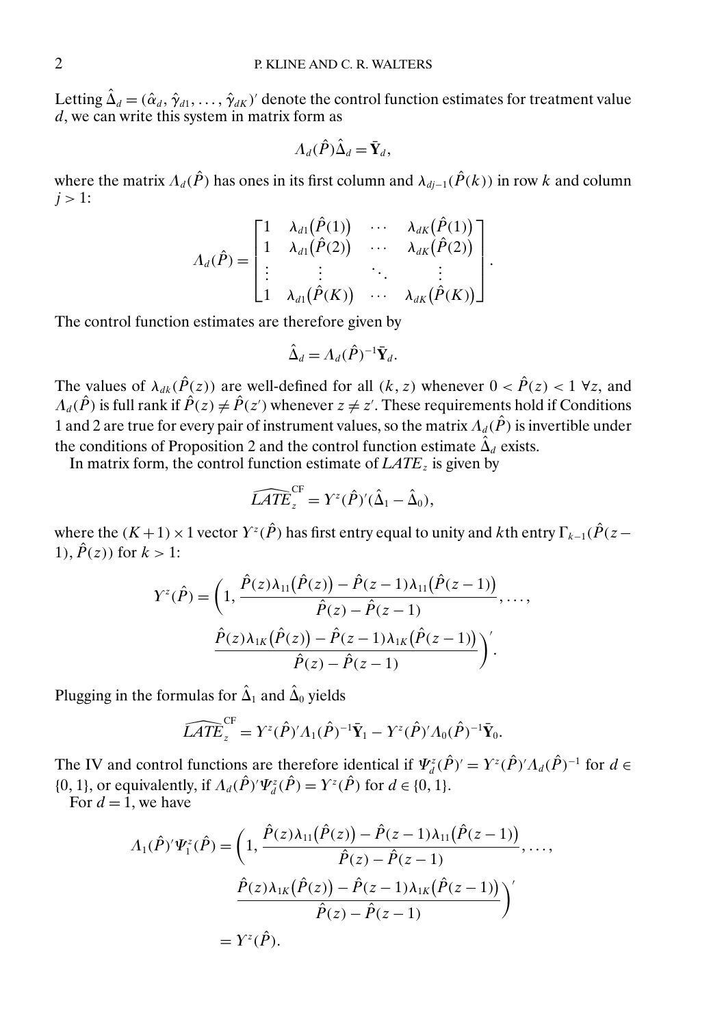Letting $\hat{\Delta}_d = (\hat{\alpha}_d, \hat{\gamma}_{d1}, \ldots, \hat{\gamma}_{dK})'$ denote the control function estimates for treatment value $d$, we can write this system in matrix form as

$$\Lambda_d(\hat{P})\hat{\Delta}_d = \bar{\mathbf{Y}}_d,$$

where the matrix $\Lambda_d(\hat{P})$ has ones in its first column and $\lambda_{dj-1}(\hat{P}(k))$ in row $k$ and column $j > 1$:

$$\Lambda_d(\hat{P}) = \begin{bmatrix} 1 & \lambda_{d1}(\hat{P}(1)) & \cdots & \lambda_{dK}(\hat{P}(1)) \\ 1 & \lambda_{d1}(\hat{P}(2)) & \cdots & \lambda_{dK}(\hat{P}(2)) \\ \vdots & \vdots & \ddots & \vdots \\ 1 & \lambda_{d1}(\hat{P}(K)) & \cdots & \lambda_{dK}(\hat{P}(K)) \end{bmatrix}.$$

The control function estimates are therefore given by

$$\hat{\Delta}_d = \Lambda_d(\hat{P})^{-1}\bar{\mathbf{Y}}_d.$$

The values of $\lambda_{dk}(\hat{P}(z))$ are well-defined for all $(k, z)$ whenever $0 < \hat{P}(z) < 1 \; \forall z$, and $\Lambda_d(\hat{P})$ is full rank if $\hat{P}(z) \neq \hat{P}(z')$ whenever $z \neq z'$. These requirements hold if Conditions 1 and 2 are true for every pair of instrument values, so the matrix $\Lambda_d(\hat{P})$ is invertible under the conditions of Proposition 2 and the control function estimate $\hat{\Delta}_d$ exists.

In matrix form, the control function estimate of $LATE_z$ is given by

$$\widehat{LATE}_z^{\text{CF}} = Y^z(\hat{P})'(\hat{\Delta}_1 - \hat{\Delta}_0),$$

where the $(K+1) \times 1$ vector $Y^z(\hat{P})$ has first entry equal to unity and $k$th entry $\Gamma_{k-1}(\hat{P}(z-1), \hat{P}(z))$ for $k > 1$:

$$Y^z(\hat{P}) = \left(1, \frac{\hat{P}(z)\lambda_{11}(\hat{P}(z)) - \hat{P}(z-1)\lambda_{11}(\hat{P}(z-1))}{\hat{P}(z) - \hat{P}(z-1)}, \ldots, \frac{\hat{P}(z)\lambda_{1K}(\hat{P}(z)) - \hat{P}(z-1)\lambda_{1K}(\hat{P}(z-1))}{\hat{P}(z) - \hat{P}(z-1)}\right)'.$$

Plugging in the formulas for $\hat{\Delta}_1$ and $\hat{\Delta}_0$ yields

$$\widehat{LATE}_z^{\text{CF}} = Y^z(\hat{P})'\Lambda_1(\hat{P})^{-1}\bar{\mathbf{Y}}_1 - Y^z(\hat{P})'\Lambda_0(\hat{P})^{-1}\bar{\mathbf{Y}}_0.$$

The IV and control functions are therefore identical if $\Psi_d^z(\hat{P})' = Y^z(\hat{P})'\Lambda_d(\hat{P})^{-1}$ for $d \in \{0, 1\}$, or equivalently, if $\Lambda_d(\hat{P})'\Psi_d^z(\hat{P}) = Y^z(\hat{P})$ for $d \in \{0, 1\}$.

For $d = 1$, we have

$$\begin{aligned} \Lambda_1(\hat{P})'\Psi_1^z(\hat{P}) &= \left(1, \frac{\hat{P}(z)\lambda_{11}(\hat{P}(z)) - \hat{P}(z-1)\lambda_{11}(\hat{P}(z-1))}{\hat{P}(z) - \hat{P}(z-1)}, \ldots, \frac{\hat{P}(z)\lambda_{1K}(\hat{P}(z)) - \hat{P}(z-1)\lambda_{1K}(\hat{P}(z-1))}{\hat{P}(z) - \hat{P}(z-1)}\right)' \\ &= Y^z(\hat{P}). \end{aligned}$$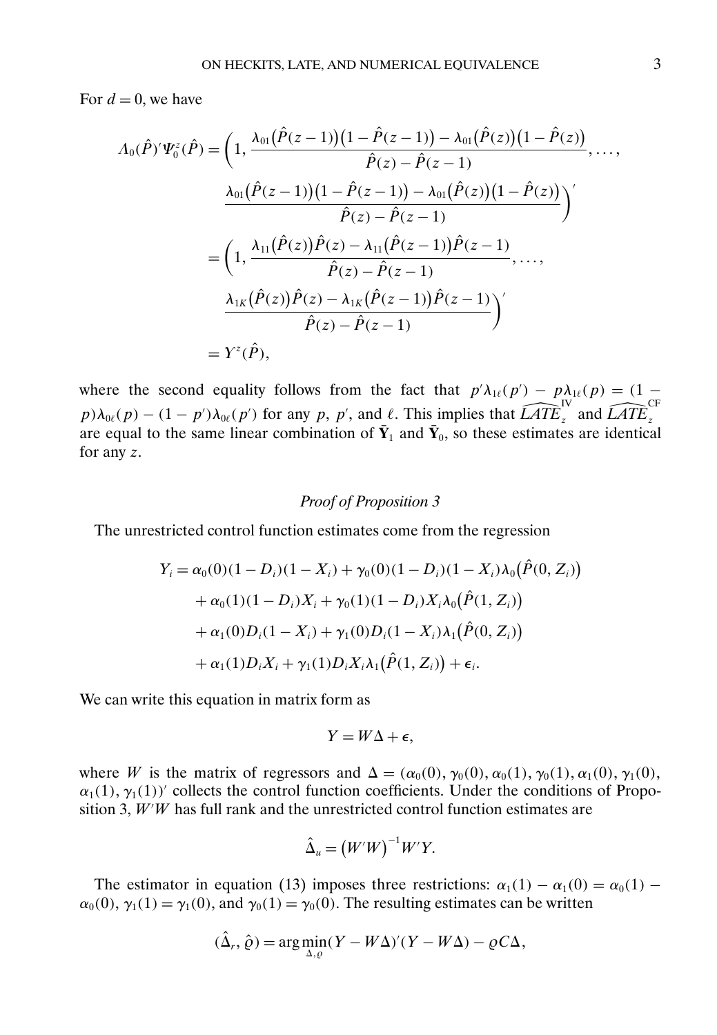For $d = 0$, we have

$$\Lambda_0(\hat{P})'\Psi_0^z(\hat{P}) = \biggl(1, \frac{\lambda_{01}(\hat{P}(z-1))(1-\hat{P}(z-1)) - \lambda_{01}(\hat{P}(z))(1-\hat{P}(z))}{\hat{P}(z)-\hat{P}(z-1)}, \dots,$$

$$\frac{\lambda_{01}(\hat{P}(z-1))(1-\hat{P}(z-1)) - \lambda_{01}(\hat{P}(z))(1-\hat{P}(z))}{\hat{P}(z)-\hat{P}(z-1)}\biggr)'$$

$$= \biggl(1, \frac{\lambda_{11}(\hat{P}(z))\hat{P}(z) - \lambda_{11}(\hat{P}(z-1))\hat{P}(z-1)}{\hat{P}(z)-\hat{P}(z-1)}, \dots,$$

$$\frac{\lambda_{1K}(\hat{P}(z))\hat{P}(z) - \lambda_{1K}(\hat{P}(z-1))\hat{P}(z-1)}{\hat{P}(z)-\hat{P}(z-1)}\biggr)'$$

$$= \Upsilon^z(\hat{P}),$$

where the second equality follows from the fact that $p'\lambda_{1\ell}(p') - p\lambda_{1\ell}(p) = (1-p)\lambda_{0\ell}(p) - (1-p')\lambda_{0\ell}(p')$ for any $p$, $p'$, and $\ell$. This implies that $\widehat{LATE}_z^{\mathrm{IV}}$ and $\widehat{LATE}_z^{\mathrm{CF}}$ are equal to the same linear combination of $\bar{\mathbf{Y}}_1$ and $\bar{\mathbf{Y}}_0$, so these estimates are identical for any $z$.

### *Proof of Proposition 3*

The unrestricted control function estimates come from the regression

$$\begin{aligned}
Y_i &= \alpha_0(0)(1-D_i)(1-X_i) + \gamma_0(0)(1-D_i)(1-X_i)\lambda_0(\hat{P}(0,Z_i)) \\
&\quad + \alpha_0(1)(1-D_i)X_i + \gamma_0(1)(1-D_i)X_i\lambda_0(\hat{P}(1,Z_i)) \\
&\quad + \alpha_1(0)D_i(1-X_i) + \gamma_1(0)D_i(1-X_i)\lambda_1(\hat{P}(0,Z_i)) \\
&\quad + \alpha_1(1)D_iX_i + \gamma_1(1)D_iX_i\lambda_1(\hat{P}(1,Z_i)) + \epsilon_i.
\end{aligned}$$

We can write this equation in matrix form as

$$Y = W\Delta + \epsilon,$$

where $W$ is the matrix of regressors and $\Delta = (\alpha_0(0), \gamma_0(0), \alpha_0(1), \gamma_0(1), \alpha_1(0), \gamma_1(0), \alpha_1(1), \gamma_1(1))'$ collects the control function coefficients. Under the conditions of Proposition 3, $W'W$ has full rank and the unrestricted control function estimates are

$$\hat{\Delta}_u = (W'W)^{-1}W'Y.$$

The estimator in equation (13) imposes three restrictions: $\alpha_1(1) - \alpha_1(0) = \alpha_0(1) - \alpha_0(0)$, $\gamma_1(1) = \gamma_1(0)$, and $\gamma_0(1) = \gamma_0(0)$. The resulting estimates can be written

$$(\hat{\Delta}_r, \hat{\varrho}) = \arg\min_{\Delta,\varrho}(Y - W\Delta)'(Y - W\Delta) - \varrho C\Delta,$$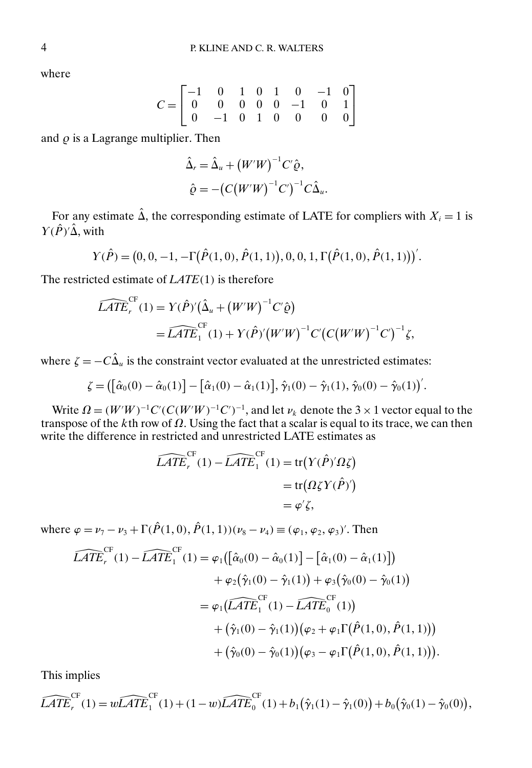where

$$C = \begin{bmatrix} -1 & 0 & 1 & 0 & 1 & 0 & -1 & 0 \\ 0 & 0 & 0 & 0 & 0 & -1 & 0 & 1 \\ 0 & -1 & 0 & 1 & 0 & 0 & 0 & 0 \end{bmatrix}$$

and $\varrho$ is a Lagrange multiplier. Then

$$\hat{\Delta}_r = \hat{\Delta}_u + (W'W)^{-1}C'\hat{\varrho},$$

$$\hat{\varrho} = -\big(C(W'W)^{-1}C'\big)^{-1}C\hat{\Delta}_u.$$

For any estimate $\hat{\Delta}$, the corresponding estimate of LATE for compliers with $X_i = 1$ is $Y(\hat{P})'\hat{\Delta}$, with

$$Y(\hat{P}) = \big(0, 0, -1, -\Gamma\big(\hat{P}(1,0), \hat{P}(1,1)\big), 0, 0, 1, \Gamma\big(\hat{P}(1,0), \hat{P}(1,1)\big)\big)'.$$

The restricted estimate of $LATE(1)$ is therefore

$$\begin{aligned} \widehat{LATE}_r^{\text{CF}}(1) &= Y(\hat{P})'\big(\hat{\Delta}_u + (W'W)^{-1}C'\hat{\varrho}\big) \\ &= \widehat{LATE}_1^{\text{CF}}(1) + Y(\hat{P})'(W'W)^{-1}C'\big(C(W'W)^{-1}C'\big)^{-1}\zeta, \end{aligned}$$

where $\zeta = -C\hat{\Delta}_u$ is the constraint vector evaluated at the unrestricted estimates:

$$\zeta = \big(\big[\hat{\alpha}_0(0) - \hat{\alpha}_0(1)\big] - \big[\hat{\alpha}_1(0) - \hat{\alpha}_1(1)\big], \hat{\gamma}_1(0) - \hat{\gamma}_1(1), \hat{\gamma}_0(0) - \hat{\gamma}_0(1)\big)'.$$

Write $\Omega = (W'W)^{-1}C'(C(W'W)^{-1}C')^{-1}$, and let $\nu_k$ denote the $3 \times 1$ vector equal to the transpose of the $k$th row of $\Omega$. Using the fact that a scalar is equal to its trace, we can then write the difference in restricted and unrestricted LATE estimates as

$$\begin{aligned} \widehat{LATE}_r^{\text{CF}}(1) - \widehat{LATE}_1^{\text{CF}}(1) &= \operatorname{tr}\big(Y(\hat{P})'\Omega\zeta\big) \\ &= \operatorname{tr}\big(\Omega\zeta Y(\hat{P})'\big) \\ &= \varphi'\zeta, \end{aligned}$$

where $\varphi = \nu_7 - \nu_3 + \Gamma(\hat{P}(1,0), \hat{P}(1,1))(\nu_8 - \nu_4) \equiv (\varphi_1, \varphi_2, \varphi_3)'$. Then

$$\begin{aligned} \widehat{LATE}_r^{\text{CF}}(1) - \widehat{LATE}_1^{\text{CF}}(1) &= \varphi_1\big(\big[\hat{\alpha}_0(0) - \hat{\alpha}_0(1)\big] - \big[\hat{\alpha}_1(0) - \hat{\alpha}_1(1)\big]\big) \\ &\quad + \varphi_2\big(\hat{\gamma}_1(0) - \hat{\gamma}_1(1)\big) + \varphi_3\big(\hat{\gamma}_0(0) - \hat{\gamma}_0(1)\big) \\ &= \varphi_1\big(\widehat{LATE}_1^{\text{CF}}(1) - \widehat{LATE}_0^{\text{CF}}(1)\big) \\ &\quad + \big(\hat{\gamma}_1(0) - \hat{\gamma}_1(1)\big)\big(\varphi_2 + \varphi_1\Gamma\big(\hat{P}(1,0), \hat{P}(1,1)\big)\big) \\ &\quad + \big(\hat{\gamma}_0(0) - \hat{\gamma}_0(1)\big)\big(\varphi_3 - \varphi_1\Gamma\big(\hat{P}(1,0), \hat{P}(1,1)\big)\big). \end{aligned}$$

This implies

$$\widehat{LATE}_r^{\text{CF}}(1) = w\widehat{LATE}_1^{\text{CF}}(1) + (1-w)\widehat{LATE}_0^{\text{CF}}(1) + b_1\big(\hat{\gamma}_1(1) - \hat{\gamma}_1(0)\big) + b_0\big(\hat{\gamma}_0(1) - \hat{\gamma}_0(0)\big),$$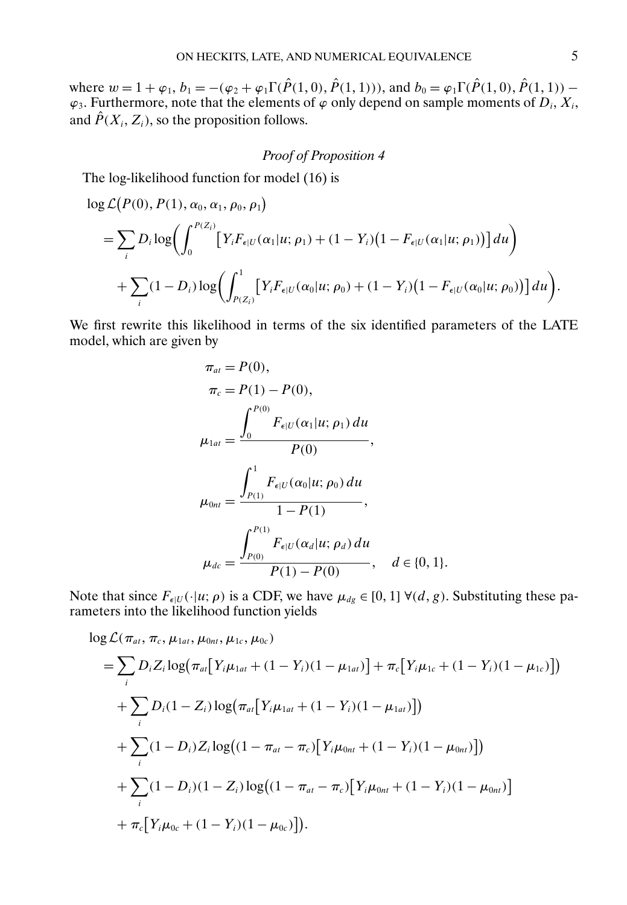where $w = 1 + \varphi_1$, $b_1 = -(\varphi_2 + \varphi_1 \Gamma(\hat{P}(1,0), \hat{P}(1,1)))$, and $b_0 = \varphi_1 \Gamma(\hat{P}(1,0), \hat{P}(1,1)) - \varphi_3$. Furthermore, note that the elements of $\varphi$ only depend on sample moments of $D_i$, $X_i$, and $\hat{P}(X_i, Z_i)$, so the proposition follows.

### *Proof of Proposition 4*

The log-likelihood function for model (16) is

$$
\begin{aligned}
&\log \mathcal{L}\big(P(0), P(1), \alpha_0, \alpha_1, \rho_0, \rho_1\big) \\
&= \sum_i D_i \log\bigg( \int_0^{P(Z_i)} \big[ Y_i F_{\epsilon|U}(\alpha_1|u; \rho_1) + (1 - Y_i)\big(1 - F_{\epsilon|U}(\alpha_1|u; \rho_1)\big) \big] \, du \bigg) \\
&\quad + \sum_i (1 - D_i) \log\bigg( \int_{P(Z_i)}^1 \big[ Y_i F_{\epsilon|U}(\alpha_0|u; \rho_0) + (1 - Y_i)\big(1 - F_{\epsilon|U}(\alpha_0|u; \rho_0)\big) \big] \, du \bigg).
\end{aligned}
$$

We first rewrite this likelihood in terms of the six identified parameters of the LATE model, which are given by

$$
\begin{aligned}
\pi_{at} &= P(0), \\
\pi_c &= P(1) - P(0), \\
\mu_{1at} &= \frac{\displaystyle\int_0^{P(0)} F_{\epsilon|U}(\alpha_1|u; \rho_1) \, du}{P(0)}, \\
\mu_{0nt} &= \frac{\displaystyle\int_{P(1)}^1 F_{\epsilon|U}(\alpha_0|u; \rho_0) \, du}{1 - P(1)}, \\
\mu_{dc} &= \frac{\displaystyle\int_{P(0)}^{P(1)} F_{\epsilon|U}(\alpha_d|u; \rho_d) \, du}{P(1) - P(0)}, \quad d \in \{0, 1\}.
\end{aligned}
$$

Note that since $F_{\epsilon|U}(\cdot|u; \rho)$ is a CDF, we have $\mu_{dg} \in [0, 1]$ $\forall (d, g)$. Substituting these parameters into the likelihood function yields

$$
\begin{aligned}
&\log \mathcal{L}(\pi_{at}, \pi_c, \mu_{1at}, \mu_{0nt}, \mu_{1c}, \mu_{0c}) \\
&= \sum_i D_i Z_i \log\big( \pi_{at}\big[ Y_i \mu_{1at} + (1 - Y_i)(1 - \mu_{1at}) \big] + \pi_c \big[ Y_i \mu_{1c} + (1 - Y_i)(1 - \mu_{1c}) \big] \big) \\
&\quad + \sum_i D_i (1 - Z_i) \log\big( \pi_{at}\big[ Y_i \mu_{1at} + (1 - Y_i)(1 - \mu_{1at}) \big] \big) \\
&\quad + \sum_i (1 - D_i) Z_i \log\big( (1 - \pi_{at} - \pi_c)\big[ Y_i \mu_{0nt} + (1 - Y_i)(1 - \mu_{0nt}) \big] \big) \\
&\quad + \sum_i (1 - D_i)(1 - Z_i) \log\big( (1 - \pi_{at} - \pi_c)\big[ Y_i \mu_{0nt} + (1 - Y_i)(1 - \mu_{0nt}) \big] \\
&\quad + \pi_c \big[ Y_i \mu_{0c} + (1 - Y_i)(1 - \mu_{0c}) \big] \big).
\end{aligned}
$$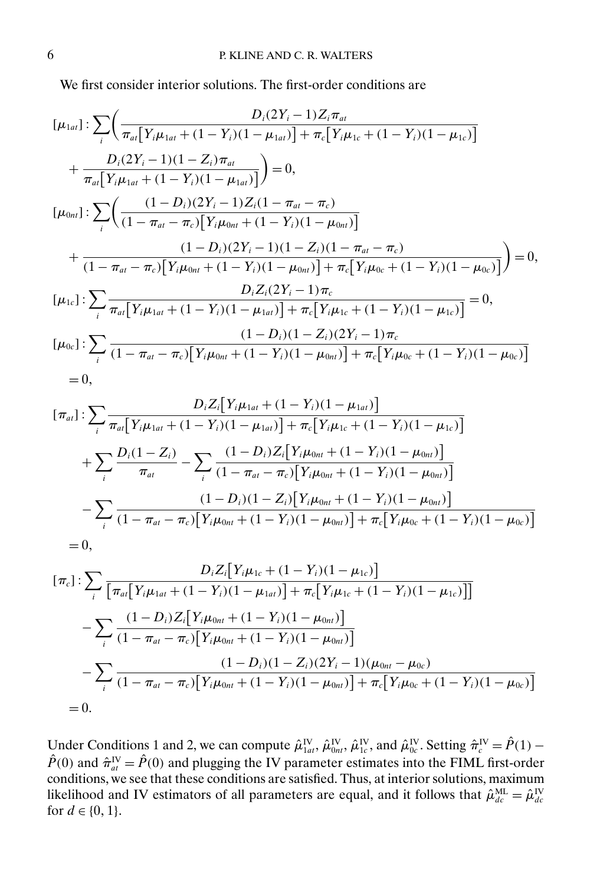We first consider interior solutions. The first-order conditions are

$$
\begin{aligned}
[\mu_{1at}]: &\sum_i \Bigg( \frac{D_i(2Y_i - 1)Z_i \pi_{at}}{\pi_{at}\big[Y_i\mu_{1at} + (1-Y_i)(1-\mu_{1at})\big] + \pi_c\big[Y_i\mu_{1c} + (1-Y_i)(1-\mu_{1c})\big]} \\
&+ \frac{D_i(2Y_i - 1)(1-Z_i)\pi_{at}}{\pi_{at}\big[Y_i\mu_{1at} + (1-Y_i)(1-\mu_{1at})\big]} \Bigg) = 0,
\end{aligned}
$$

$$
\begin{aligned}
[\mu_{0nt}]: &\sum_i \Bigg( \frac{(1-D_i)(2Y_i - 1)Z_i(1-\pi_{at}-\pi_c)}{(1-\pi_{at}-\pi_c)\big[Y_i\mu_{0nt} + (1-Y_i)(1-\mu_{0nt})\big]} \\
&+ \frac{(1-D_i)(2Y_i - 1)(1-Z_i)(1-\pi_{at}-\pi_c)}{(1-\pi_{at}-\pi_c)\big[Y_i\mu_{0nt} + (1-Y_i)(1-\mu_{0nt})\big] + \pi_c\big[Y_i\mu_{0c} + (1-Y_i)(1-\mu_{0c})\big]} \Bigg) = 0,
\end{aligned}
$$

$$
[\mu_{1c}]: \sum_i \frac{D_i Z_i (2Y_i - 1)\pi_c}{\pi_{at}\big[Y_i\mu_{1at} + (1-Y_i)(1-\mu_{1at})\big] + \pi_c\big[Y_i\mu_{1c} + (1-Y_i)(1-\mu_{1c})\big]} = 0,
$$

$$
\begin{aligned}
[\mu_{0c}]: &\sum_i \frac{(1-D_i)(1-Z_i)(2Y_i - 1)\pi_c}{(1-\pi_{at}-\pi_c)\big[Y_i\mu_{0nt} + (1-Y_i)(1-\mu_{0nt})\big] + \pi_c\big[Y_i\mu_{0c} + (1-Y_i)(1-\mu_{0c})\big]} \\
&= 0,
\end{aligned}
$$

$$
\begin{aligned}
[\pi_{at}]: &\sum_i \frac{D_i Z_i\big[Y_i\mu_{1at} + (1-Y_i)(1-\mu_{1at})\big]}{\pi_{at}\big[Y_i\mu_{1at} + (1-Y_i)(1-\mu_{1at})\big] + \pi_c\big[Y_i\mu_{1c} + (1-Y_i)(1-\mu_{1c})\big]} \\
&+ \sum_i \frac{D_i(1-Z_i)}{\pi_{at}} - \sum_i \frac{(1-D_i)Z_i\big[Y_i\mu_{0nt} + (1-Y_i)(1-\mu_{0nt})\big]}{(1-\pi_{at}-\pi_c)\big[Y_i\mu_{0nt} + (1-Y_i)(1-\mu_{0nt})\big]} \\
&- \sum_i \frac{(1-D_i)(1-Z_i)\big[Y_i\mu_{0nt} + (1-Y_i)(1-\mu_{0nt})\big]}{(1-\pi_{at}-\pi_c)\big[Y_i\mu_{0nt} + (1-Y_i)(1-\mu_{0nt})\big] + \pi_c\big[Y_i\mu_{0c} + (1-Y_i)(1-\mu_{0c})\big]} \\
&= 0,
\end{aligned}
$$

$$
\begin{aligned}
[\pi_c]: &\sum_i \frac{D_i Z_i\big[Y_i\mu_{1c} + (1-Y_i)(1-\mu_{1c})\big]}{\big[\pi_{at}\big[Y_i\mu_{1at} + (1-Y_i)(1-\mu_{1at})\big] + \pi_c\big[Y_i\mu_{1c} + (1-Y_i)(1-\mu_{1c})\big]\big]} \\
&- \sum_i \frac{(1-D_i)Z_i\big[Y_i\mu_{0nt} + (1-Y_i)(1-\mu_{0nt})\big]}{(1-\pi_{at}-\pi_c)\big[Y_i\mu_{0nt} + (1-Y_i)(1-\mu_{0nt})\big]} \\
&- \sum_i \frac{(1-D_i)(1-Z_i)(2Y_i - 1)(\mu_{0nt} - \mu_{0c})}{(1-\pi_{at}-\pi_c)\big[Y_i\mu_{0nt} + (1-Y_i)(1-\mu_{0nt})\big] + \pi_c\big[Y_i\mu_{0c} + (1-Y_i)(1-\mu_{0c})\big]} \\
&= 0.
\end{aligned}
$$

Under Conditions 1 and 2, we can compute $\hat{\mu}^{\text{IV}}_{1at}$, $\hat{\mu}^{\text{IV}}_{0nt}$, $\hat{\mu}^{\text{IV}}_{1c}$, and $\hat{\mu}^{\text{IV}}_{0c}$. Setting $\hat{\pi}^{\text{IV}}_c = \hat{P}(1) - \hat{P}(0)$ and $\hat{\pi}^{\text{IV}}_{at} = \hat{P}(0)$ and plugging the IV parameter estimates into the FIML first-order conditions, we see that these conditions are satisfied. Thus, at interior solutions, maximum likelihood and IV estimators of all parameters are equal, and it follows that $\hat{\mu}^{\text{ML}}_{dc} = \hat{\mu}^{\text{IV}}_{dc}$ for $d \in \{0, 1\}$.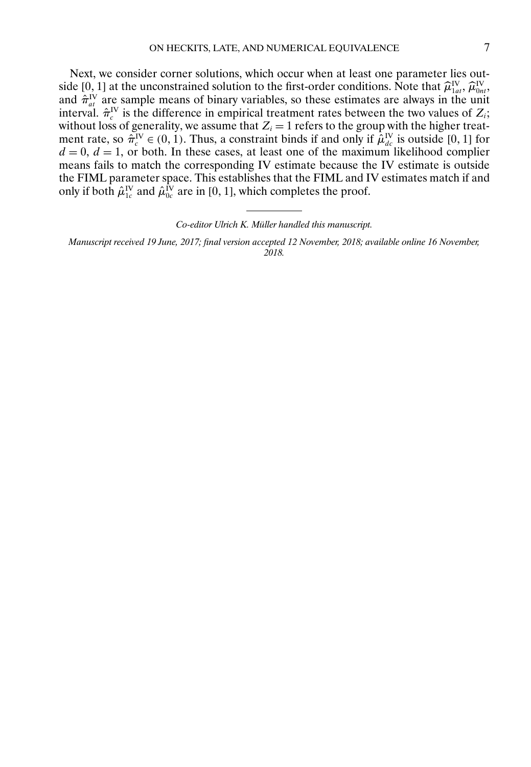Next, we consider corner solutions, which occur when at least one parameter lies outside [0, 1] at the unconstrained solution to the first-order conditions. Note that $\widehat{\mu}_{1at}^{\text{IV}}$, $\widehat{\mu}_{0nt}^{\text{IV}}$, and $\hat{\pi}_{at}^{\text{IV}}$ are sample means of binary variables, so these estimates are always in the unit interval. $\hat{\pi}_{c}^{\text{IV}}$ is the difference in empirical treatment rates between the two values of $Z_i$; without loss of generality, we assume that $Z_i = 1$ refers to the group with the higher treatment rate, so $\hat{\pi}_{c}^{\text{IV}} \in (0, 1)$. Thus, a constraint binds if and only if $\hat{\mu}_{dc}^{\text{IV}}$ is outside [0, 1] for $d = 0$, $d = 1$, or both. In these cases, at least one of the maximum likelihood complier means fails to match the corresponding IV estimate because the IV estimate is outside the FIML parameter space. This establishes that the FIML and IV estimates match if and only if both $\hat{\mu}_{1c}^{\text{IV}}$ and $\hat{\mu}_{0c}^{\text{IV}}$ are in [0, 1], which completes the proof.

---

*Co-editor Ulrich K. Müller handled this manuscript.*

*Manuscript received 19 June, 2017; final version accepted 12 November, 2018; available online 16 November, 2018.*